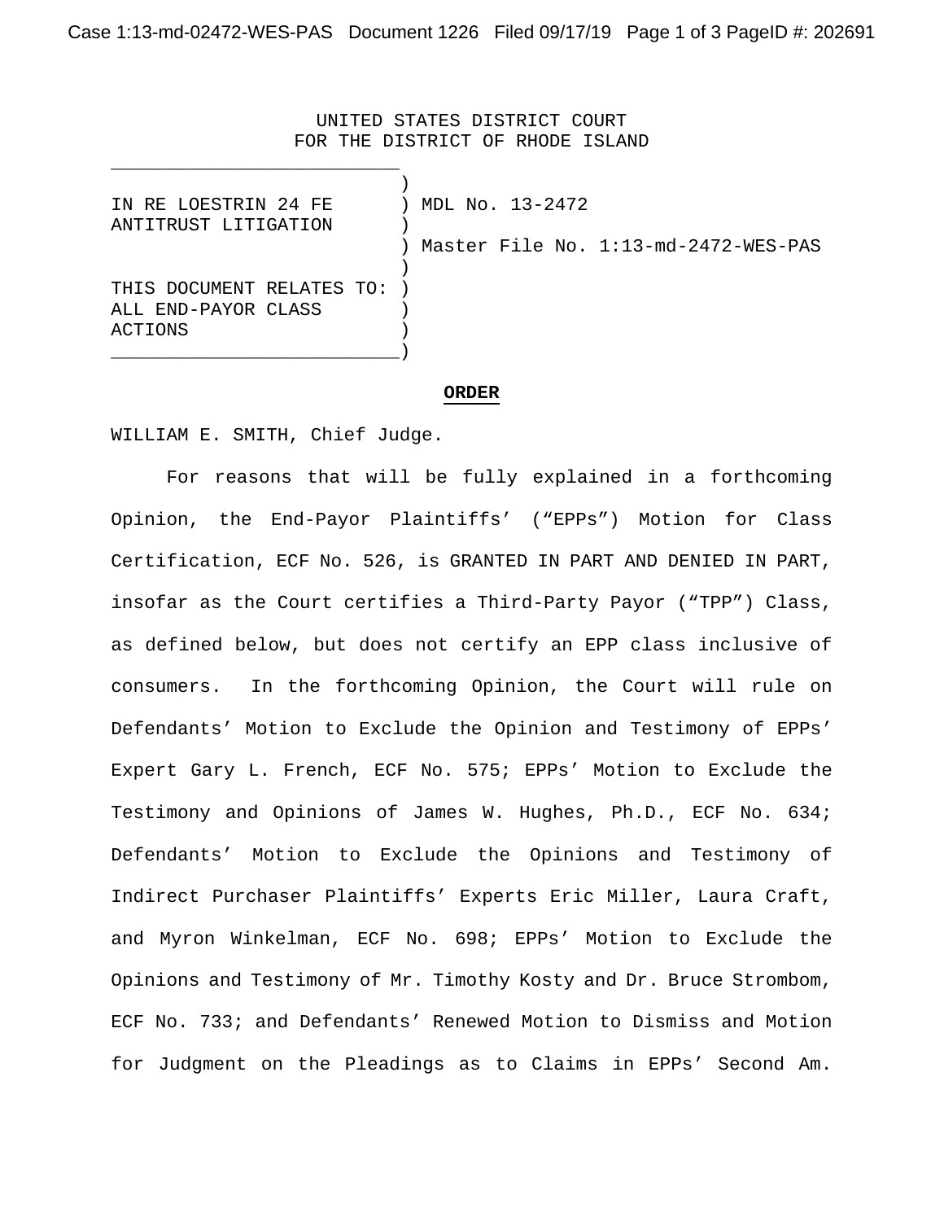UNITED STATES DISTRICT COURT
FOR THE DISTRICT OF RHODE ISLAND

IN RE LOESTRIN 24 FE ANTITRUST LITIGATION

THIS DOCUMENT RELATES TO: ALL END-PAYOR CLASS ACTIONS

MDL No. 13-2472

Master File No. 1:13-md-2472-WES-PAS

## ORDER

WILLIAM E. SMITH, Chief Judge.

For reasons that will be fully explained in a forthcoming Opinion, the End-Payor Plaintiffs' ("EPPs") Motion for Class Certification, ECF No. 526, is GRANTED IN PART AND DENIED IN PART, insofar as the Court certifies a Third-Party Payor ("TPP") Class, as defined below, but does not certify an EPP class inclusive of consumers. In the forthcoming Opinion, the Court will rule on Defendants' Motion to Exclude the Opinion and Testimony of EPPs' Expert Gary L. French, ECF No. 575; EPPs' Motion to Exclude the Testimony and Opinions of James W. Hughes, Ph.D., ECF No. 634; Defendants' Motion to Exclude the Opinions and Testimony of Indirect Purchaser Plaintiffs' Experts Eric Miller, Laura Craft, and Myron Winkelman, ECF No. 698; EPPs' Motion to Exclude the Opinions and Testimony of Mr. Timothy Kosty and Dr. Bruce Strombom, ECF No. 733; and Defendants' Renewed Motion to Dismiss and Motion for Judgment on the Pleadings as to Claims in EPPs' Second Am.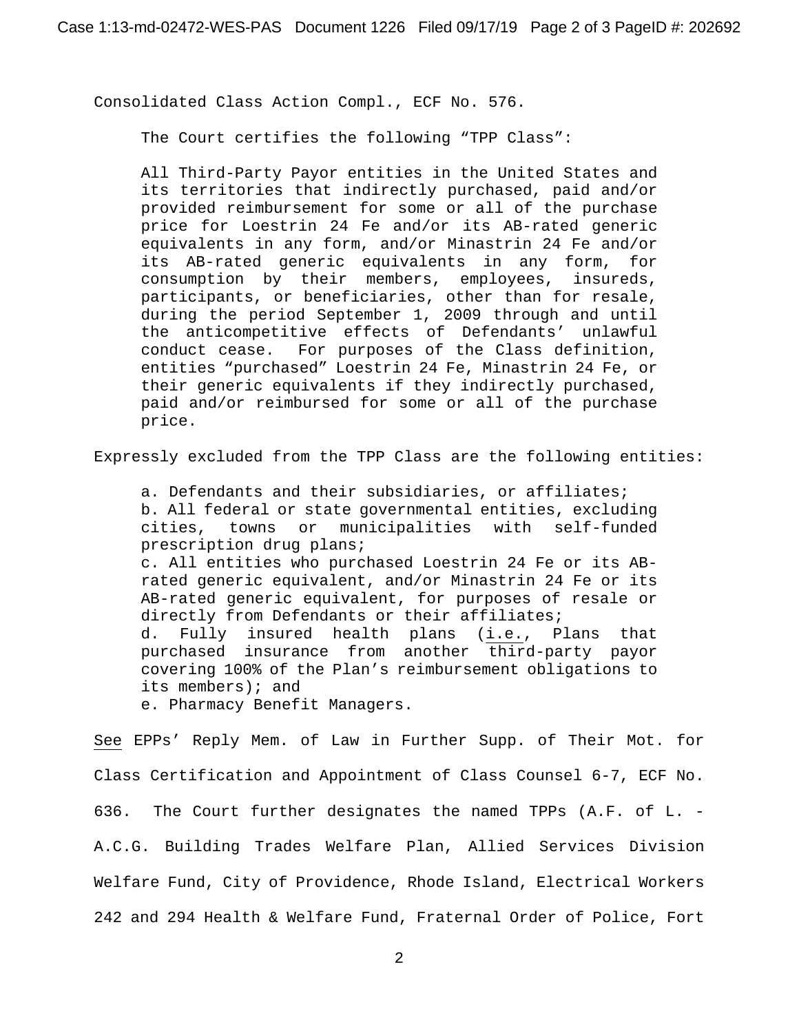Consolidated Class Action Compl., ECF No. 576.

The Court certifies the following "TPP Class":

> All Third-Party Payor entities in the United States and its territories that indirectly purchased, paid and/or provided reimbursement for some or all of the purchase price for Loestrin 24 Fe and/or its AB-rated generic equivalents in any form, and/or Minastrin 24 Fe and/or its AB-rated generic equivalents in any form, for consumption by their members, employees, insureds, participants, or beneficiaries, other than for resale, during the period September 1, 2009 through and until the anticompetitive effects of Defendants' unlawful conduct cease. For purposes of the Class definition, entities "purchased" Loestrin 24 Fe, Minastrin 24 Fe, or their generic equivalents if they indirectly purchased, paid and/or reimbursed for some or all of the purchase price.

Expressly excluded from the TPP Class are the following entities:

> a. Defendants and their subsidiaries, or affiliates;
> b. All federal or state governmental entities, excluding cities, towns or municipalities with self-funded prescription drug plans;
> c. All entities who purchased Loestrin 24 Fe or its AB-rated generic equivalent, and/or Minastrin 24 Fe or its AB-rated generic equivalent, for purposes of resale or directly from Defendants or their affiliates;
> d. Fully insured health plans (i.e., Plans that purchased insurance from another third-party payor covering 100% of the Plan's reimbursement obligations to its members); and
> e. Pharmacy Benefit Managers.

See EPPs' Reply Mem. of Law in Further Supp. of Their Mot. for Class Certification and Appointment of Class Counsel 6-7, ECF No. 636. The Court further designates the named TPPs (A.F. of L. - A.C.G. Building Trades Welfare Plan, Allied Services Division Welfare Fund, City of Providence, Rhode Island, Electrical Workers 242 and 294 Health & Welfare Fund, Fraternal Order of Police, Fort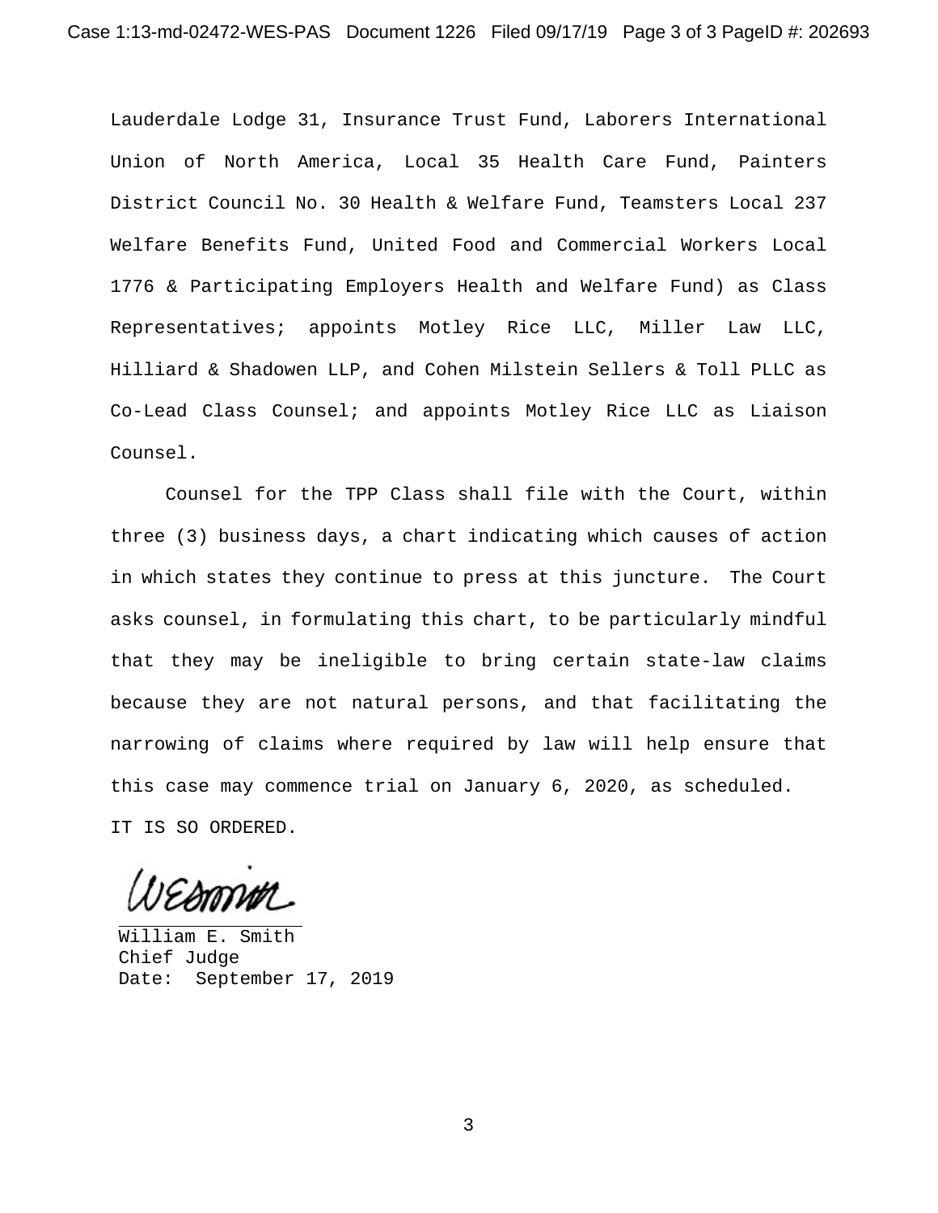Lauderdale Lodge 31, Insurance Trust Fund, Laborers International Union of North America, Local 35 Health Care Fund, Painters District Council No. 30 Health & Welfare Fund, Teamsters Local 237 Welfare Benefits Fund, United Food and Commercial Workers Local 1776 & Participating Employers Health and Welfare Fund) as Class Representatives; appoints Motley Rice LLC, Miller Law LLC, Hilliard & Shadowen LLP, and Cohen Milstein Sellers & Toll PLLC as Co-Lead Class Counsel; and appoints Motley Rice LLC as Liaison Counsel.

Counsel for the TPP Class shall file with the Court, within three (3) business days, a chart indicating which causes of action in which states they continue to press at this juncture. The Court asks counsel, in formulating this chart, to be particularly mindful that they may be ineligible to bring certain state-law claims because they are not natural persons, and that facilitating the narrowing of claims where required by law will help ensure that this case may commence trial on January 6, 2020, as scheduled.

IT IS SO ORDERED.

William E. Smith
Chief Judge
Date: September 17, 2019